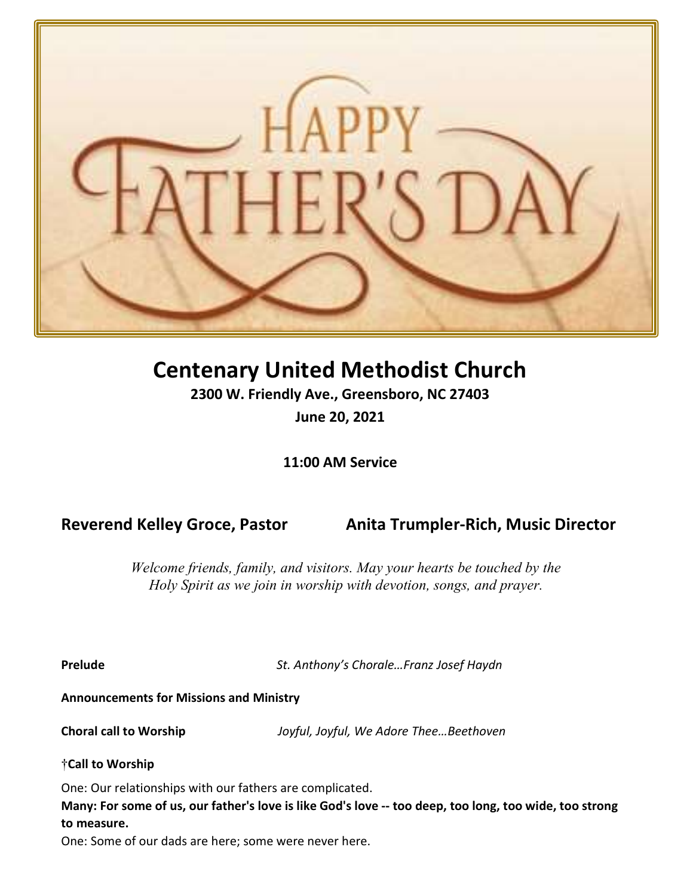HAPPY FATHER'S DAY

# Centenary United Methodist Church

**2300 W. Friendly Ave., Greensboro, NC 27403**

**June 20, 2021**

**11:00 AM Service**

**Reverend Kelley Groce, Pastor** **Anita Trumpler-Rich, Music Director**

*Welcome friends, family, and visitors. May your hearts be touched by the Holy Spirit as we join in worship with devotion, songs, and prayer.*

**Prelude** *St. Anthony's Chorale…Franz Josef Haydn*

**Announcements for Missions and Ministry**

**Choral call to Worship** *Joyful, Joyful, We Adore Thee…Beethoven*

†**Call to Worship**

One: Our relationships with our fathers are complicated.

**Many: For some of us, our father's love is like God's love -- too deep, too long, too wide, too strong to measure.**

One: Some of our dads are here; some were never here.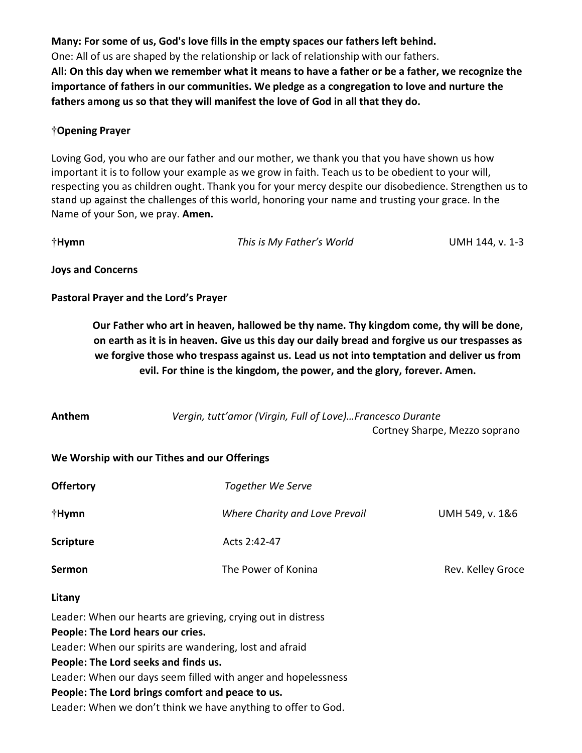**Many: For some of us, God's love fills in the empty spaces our fathers left behind.**
One: All of us are shaped by the relationship or lack of relationship with our fathers.
**All: On this day when we remember what it means to have a father or be a father, we recognize the importance of fathers in our communities. We pledge as a congregation to love and nurture the fathers among us so that they will manifest the love of God in all that they do.**

†**Opening Prayer**

Loving God, you who are our father and our mother, we thank you that you have shown us how important it is to follow your example as we grow in faith. Teach us to be obedient to your will, respecting you as children ought. Thank you for your mercy despite our disobedience. Strengthen us to stand up against the challenges of this world, honoring your name and trusting your grace. In the Name of your Son, we pray. **Amen.**

†**Hymn** *This is My Father's World* UMH 144, v. 1-3

**Joys and Concerns**

**Pastoral Prayer and the Lord's Prayer**

> **Our Father who art in heaven, hallowed be thy name. Thy kingdom come, thy will be done, on earth as it is in heaven. Give us this day our daily bread and forgive us our trespasses as we forgive those who trespass against us. Lead us not into temptation and deliver us from evil. For thine is the kingdom, the power, and the glory, forever. Amen.**

**Anthem** *Vergin, tutt'amor (Virgin, Full of Love)…Francesco Durante*
Cortney Sharpe, Mezzo soprano

**We Worship with our Tithes and our Offerings**

**Offertory** *Together We Serve*

†**Hymn** *Where Charity and Love Prevail* UMH 549, v. 1&6

**Scripture** Acts 2:42-47

**Sermon** The Power of Konina Rev. Kelley Groce

**Litany**

Leader: When our hearts are grieving, crying out in distress
**People: The Lord hears our cries.**
Leader: When our spirits are wandering, lost and afraid
**People: The Lord seeks and finds us.**
Leader: When our days seem filled with anger and hopelessness
**People: The Lord brings comfort and peace to us.**
Leader: When we don't think we have anything to offer to God.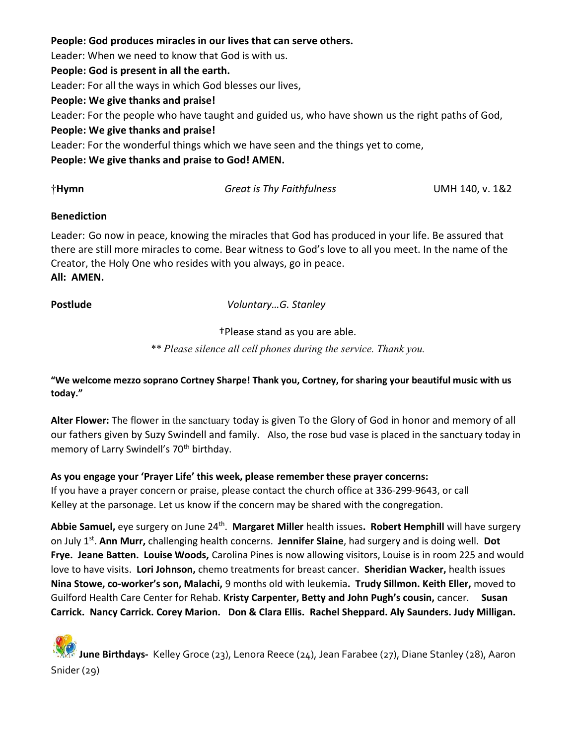**People: God produces miracles in our lives that can serve others.**
Leader: When we need to know that God is with us.
**People: God is present in all the earth.**
Leader: For all the ways in which God blesses our lives,
**People: We give thanks and praise!**
Leader: For the people who have taught and guided us, who have shown us the right paths of God,
**People: We give thanks and praise!**
Leader: For the wonderful things which we have seen and the things yet to come,
**People: We give thanks and praise to God! AMEN.**

†**Hymn** *Great is Thy Faithfulness* UMH 140, v. 1&2

**Benediction**

Leader: Go now in peace, knowing the miracles that God has produced in your life. Be assured that there are still more miracles to come. Bear witness to God's love to all you meet. In the name of the Creator, the Holy One who resides with you always, go in peace.
**All: AMEN.**

**Postlude** *Voluntary…G. Stanley*

†Please stand as you are able.

*\*\* Please silence all cell phones during the service. Thank you.*

**"We welcome mezzo soprano Cortney Sharpe! Thank you, Cortney, for sharing your beautiful music with us today."**

**Alter Flower:** The flower in the sanctuary today is given To the Glory of God in honor and memory of all our fathers given by Suzy Swindell and family. Also, the rose bud vase is placed in the sanctuary today in memory of Larry Swindell's 70th birthday.

**As you engage your 'Prayer Life' this week, please remember these prayer concerns:**
If you have a prayer concern or praise, please contact the church office at 336-299-9643, or call Kelley at the parsonage. Let us know if the concern may be shared with the congregation.

**Abbie Samuel,** eye surgery on June 24th. **Margaret Miller** health issues**. Robert Hemphill** will have surgery on July 1st. **Ann Murr,** challenging health concerns. **Jennifer Slaine**, had surgery and is doing well. **Dot Frye. Jeane Batten. Louise Woods,** Carolina Pines is now allowing visitors, Louise is in room 225 and would love to have visits. **Lori Johnson,** chemo treatments for breast cancer. **Sheridian Wacker,** health issues **Nina Stowe, co-worker's son, Malachi,** 9 months old with leukemia**. Trudy Sillmon. Keith Eller,** moved to Guilford Health Care Center for Rehab. **Kristy Carpenter, Betty and John Pugh's cousin,** cancer. **Susan Carrick. Nancy Carrick. Corey Marion. Don & Clara Ellis. Rachel Sheppard. Aly Saunders. Judy Milligan.**

**June Birthdays-** Kelley Groce (23), Lenora Reece (24), Jean Farabee (27), Diane Stanley (28), Aaron Snider (29)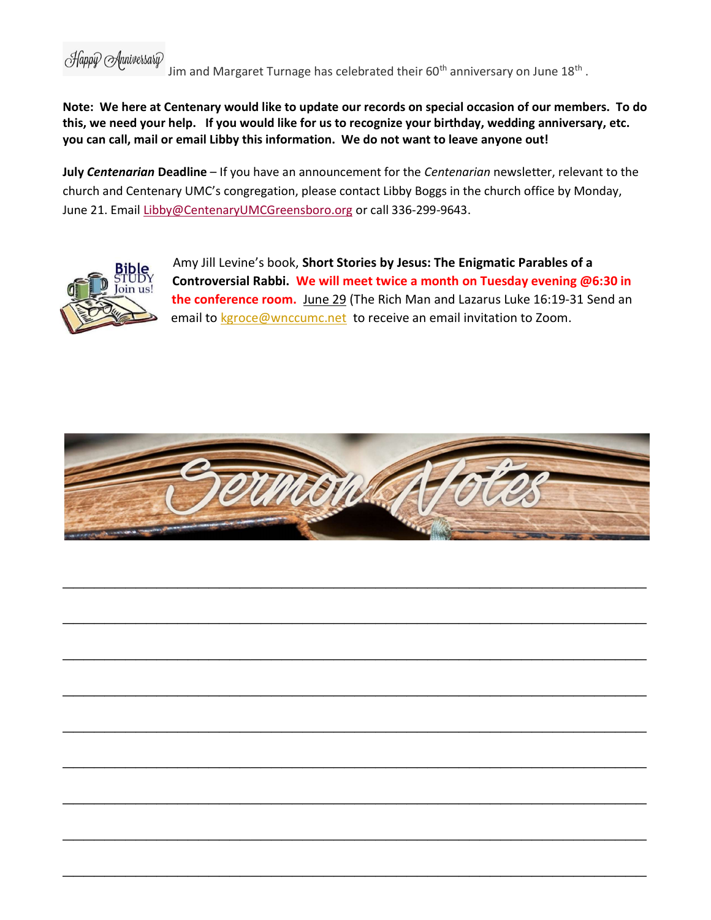Happy Anniversary Jim and Margaret Turnage has celebrated their 60th anniversary on June 18th .

**Note: We here at Centenary would like to update our records on special occasion of our members. To do this, we need your help. If you would like for us to recognize your birthday, wedding anniversary, etc. you can call, mail or email Libby this information. We do not want to leave anyone out!**

**July *Centenarian* Deadline** – If you have an announcement for the *Centenarian* newsletter, relevant to the church and Centenary UMC's congregation, please contact Libby Boggs in the church office by Monday, June 21. Email Libby@CentenaryUMCGreensboro.org or call 336-299-9643.

Bible STUDY Join us!

Amy Jill Levine's book, **Short Stories by Jesus: The Enigmatic Parables of a Controversial Rabbi.** **We will meet twice a month on Tuesday evening @6:30 in the conference room.** June 29 (The Rich Man and Lazarus Luke 16:19-31 Send an email to kgroce@wnccumc.net to receive an email invitation to Zoom.

Sermon Notes

_______________________________________________________________________________

_______________________________________________________________________________

_______________________________________________________________________________

_______________________________________________________________________________

_______________________________________________________________________________

_______________________________________________________________________________

_______________________________________________________________________________

_______________________________________________________________________________

_______________________________________________________________________________